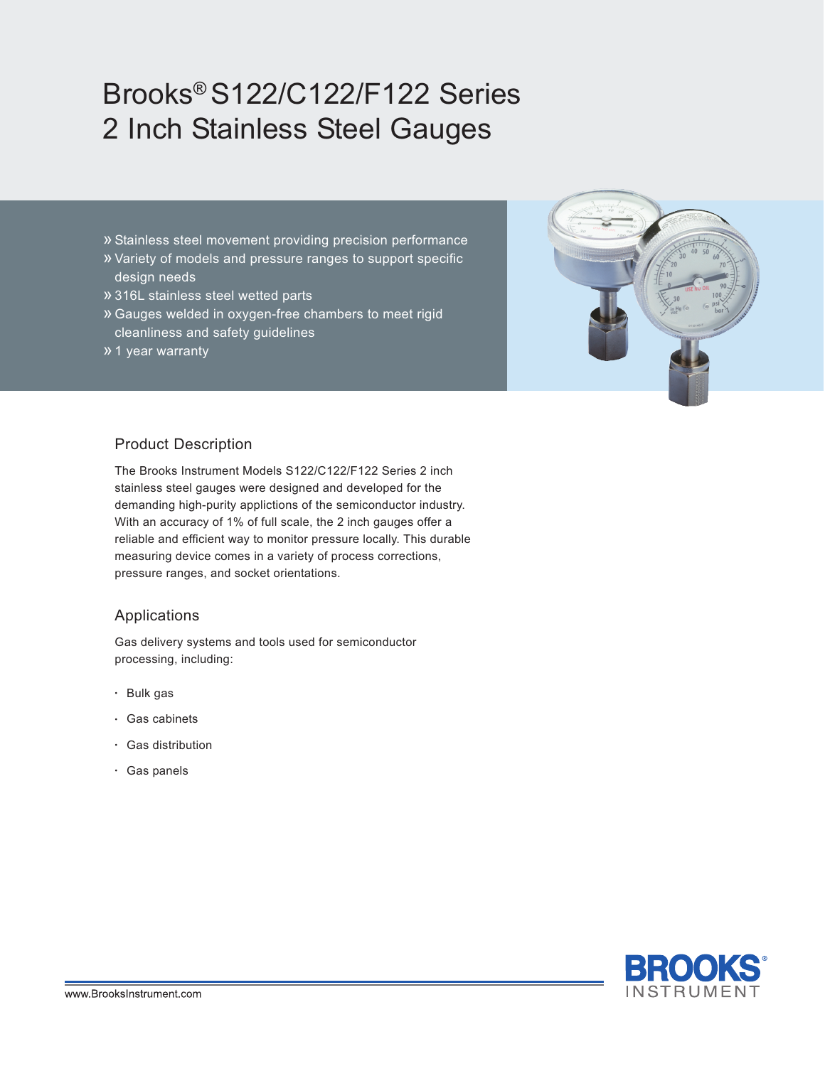# Brooks® S122/C122/F122 Series 2 Inch Stainless Steel Gauges

- » Stainless steel movement providing precision performance
- » Variety of models and pressure ranges to support specific design needs
- » 316L stainless steel wetted parts
- » Gauges welded in oxygen-free chambers to meet rigid cleanliness and safety guidelines
- » 1 year warranty

## Product Description

The Brooks Instrument Models S122/C122/F122 Series 2 inch stainless steel gauges were designed and developed for the demanding high-purity applictions of the semiconductor industry. With an accuracy of 1% of full scale, the 2 inch gauges offer a reliable and efficient way to monitor pressure locally. This durable measuring device comes in a variety of process corrections, pressure ranges, and socket orientations.

## Applications

Gas delivery systems and tools used for semiconductor processing, including:

- Bulk gas
- Gas cabinets
- Gas distribution
- Gas panels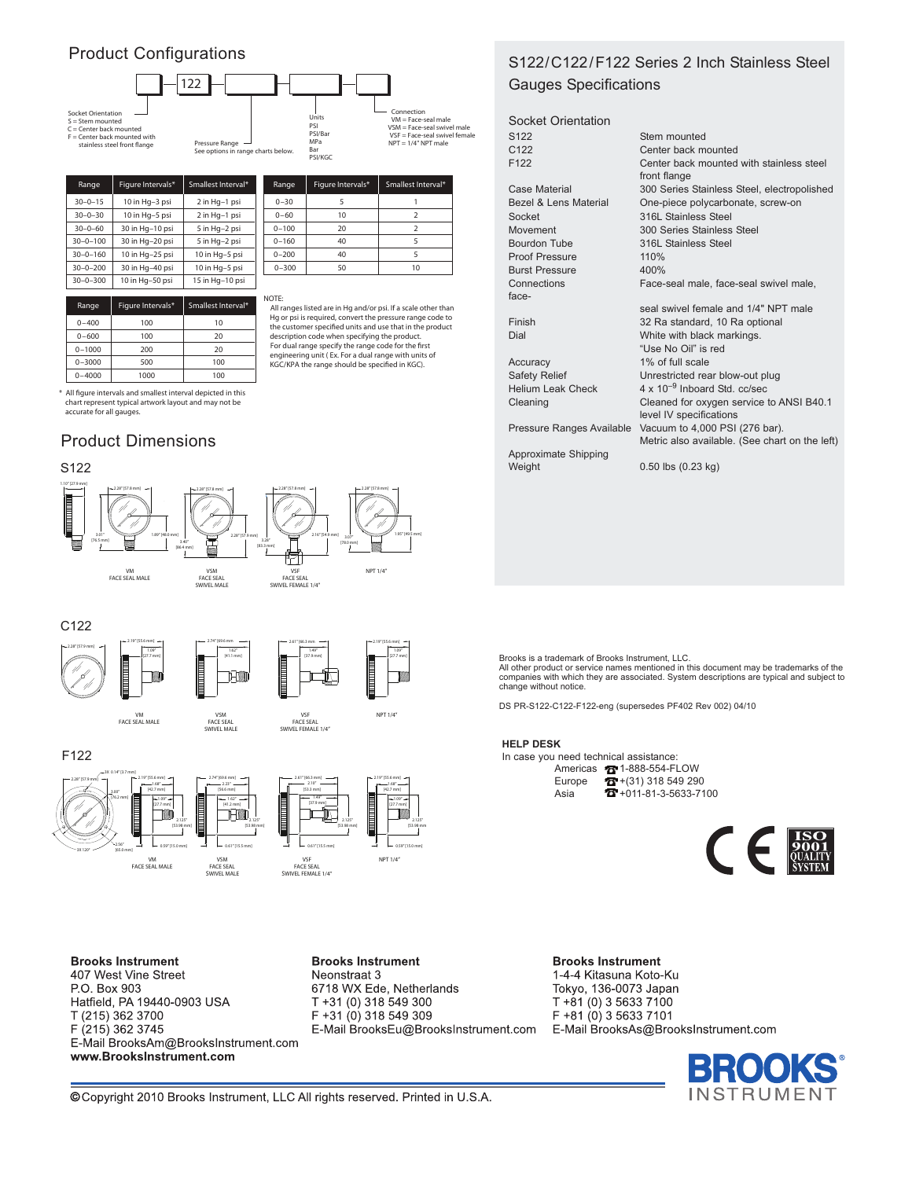## Product Configurations

□ — 122 — □ — □ — □

Socket Orientation
S = Stem mounted
C = Center back mounted
F = Center back mounted with stainless steel front flange

Pressure Range
See options in range charts below.

Units
PSI
PSI/Bar
MPa
Bar
PSI/KGC

Connection
VM = Face-seal male
VSM = Face-seal swivel male
VSF = Face-seal swivel female
NPT = 1/4" NPT male

| Range | Figure Intervals* | Smallest Interval* |
|---|---|---|
| 30–0–15 | 10 in Hg–3 psi | 2 in Hg–1 psi |
| 30–0–30 | 10 in Hg–5 psi | 2 in Hg–1 psi |
| 30–0–60 | 30 in Hg–10 psi | 5 in Hg–2 psi |
| 30–0–100 | 30 in Hg–20 psi | 5 in Hg–2 psi |
| 30–0–160 | 10 in Hg–25 psi | 10 in Hg–5 psi |
| 30–0–200 | 30 in Hg–40 psi | 10 in Hg–5 psi |
| 30–0–300 | 10 in Hg–50 psi | 15 in Hg–10 psi |

| Range | Figure Intervals* | Smallest Interval* |
|---|---|---|
| 0–30 | 5 | 1 |
| 0–60 | 10 | 2 |
| 0–100 | 20 | 2 |
| 0–160 | 40 | 5 |
| 0–200 | 40 | 5 |
| 0–300 | 50 | 10 |

| Range | Figure Intervals* | Smallest Interval* |
|---|---|---|
| 0–400 | 100 | 10 |
| 0–600 | 100 | 20 |
| 0–1000 | 200 | 20 |
| 0–3000 | 500 | 100 |
| 0–4000 | 1000 | 100 |

NOTE:
All ranges listed are in Hg and/or psi. If a scale other than Hg or psi is required, convert the pressure range code to the customer specified units and use that in the product description code when specifying the product.
For dual range specify the range code for the first engineering unit ( Ex. For a dual range with units of KGC/KPA the range should be specified in KGC).

\* All figure intervals and smallest interval depicted in this chart represent typical artwork layout and may not be accurate for all gauges.

## Product Dimensions

### S122

VM FACE SEAL MALE
VSM FACE SEAL SWIVEL MALE
VSF FACE SEAL SWIVEL FEMALE 1/4"
NPT 1/4"

### C122

VM FACE SEAL MALE
VSM FACE SEAL SWIVEL MALE
VSF FACE SEAL SWIVEL FEMALE 1/4"
NPT 1/4"

### F122

VM FACE SEAL MALE
VSM FACE SEAL SWIVEL MALE
VSF FACE SEAL SWIVEL FEMALE 1/4"
NPT 1/4"

## S122/C122/F122 Series 2 Inch Stainless Steel Gauges Specifications

| | |
|---|---|
| **Socket Orientation** | |
| S122 | Stem mounted |
| C122 | Center back mounted |
| F122 | Center back mounted with stainless steel front flange |
| Case Material | 300 Series Stainless Steel, electropolished |
| Bezel & Lens Material | One-piece polycarbonate, screw-on |
| Socket | 316L Stainless Steel |
| Movement | 300 Series Stainless Steel |
| Bourdon Tube | 316L Stainless Steel |
| Proof Pressure | 110% |
| Burst Pressure | 400% |
| Connections | Face-seal male, face-seal swivel male, face-seal swivel female and 1/4" NPT male |
| Finish | 32 Ra standard, 10 Ra optional |
| Dial | White with black markings. "Use No Oil" is red |
| Accuracy | 1% of full scale |
| Safety Relief | Unrestricted rear blow-out plug |
| Helium Leak Check | 4 x $10^{-9}$ Inboard Std. cc/sec |
| Cleaning | Cleaned for oxygen service to ANSI B40.1 level IV specifications |
| Pressure Ranges Available | Vacuum to 4,000 PSI (276 bar). Metric also available. (See chart on the left) |
| Approximate Shipping Weight | 0.50 lbs (0.23 kg) |

Brooks is a trademark of Brooks Instrument, LLC.
All other product or service names mentioned in this document may be trademarks of the companies with which they are associated. System descriptions are typical and subject to change without notice.

DS PR-S122-C122-F122-eng (supersedes PF402 Rev 002) 04/10

**HELP DESK**
In case you need technical assistance:
Americas 1-888-554-FLOW
Europe +(31) 318 549 290
Asia +011-81-3-5633-7100

**Brooks Instrument**
407 West Vine Street
P.O. Box 903
Hatfield, PA 19440-0903 USA
T (215) 362 3700
F (215) 362 3745
E-Mail BrooksAm@BrooksInstrument.com
**www.BrooksInstrument.com**

**Brooks Instrument**
Neonstraat 3
6718 WX Ede, Netherlands
T +31 (0) 318 549 300
F +31 (0) 318 549 309
E-Mail BrooksEu@BrooksInstrument.com

**Brooks Instrument**
1-4-4 Kitasuna Koto-Ku
Tokyo, 136-0073 Japan
T +81 (0) 3 5633 7100
F +81 (0) 3 5633 7101
E-Mail BrooksAs@BrooksInstrument.com

©Copyright 2010 Brooks Instrument, LLC All rights reserved. Printed in U.S.A.